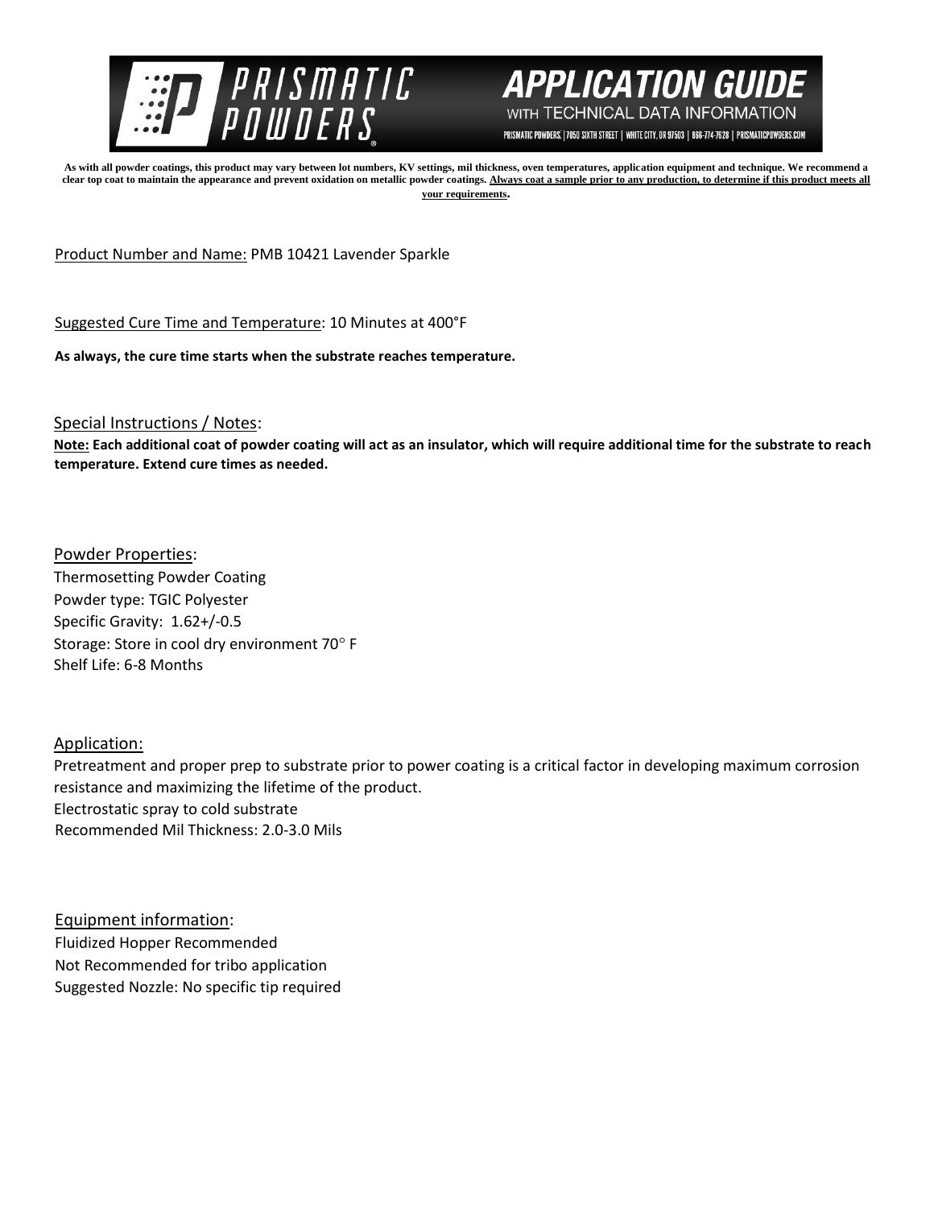# PRISMATIC POWDERS

## APPLICATION GUIDE

WITH TECHNICAL DATA INFORMATION

PRISMATIC POWDERS. | 7050 SIXTH STREET | WHITE CITY, OR 97503 | 866-774-7628 | PRISMATICPOWDERS.COM

**As with all powder coatings, this product may vary between lot numbers, KV settings, mil thickness, oven temperatures, application equipment and technique. We recommend a clear top coat to maintain the appearance and prevent oxidation on metallic powder coatings. <u>Always coat a sample prior to any production, to determine if this product meets all your requirements</u>.**

<u>Product Number and Name:</u> PMB 10421 Lavender Sparkle

<u>Suggested Cure Time and Temperature</u>: 10 Minutes at 400°F

**As always, the cure time starts when the substrate reaches temperature.**

<u>Special Instructions / Notes</u>:

**<u>Note:</u> Each additional coat of powder coating will act as an insulator, which will require additional time for the substrate to reach temperature. Extend cure times as needed.**

<u>Powder Properties</u>:

Thermosetting Powder Coating
Powder type: TGIC Polyester
Specific Gravity: 1.62+/-0.5
Storage: Store in cool dry environment 70° F
Shelf Life: 6-8 Months

<u>Application:</u>

Pretreatment and proper prep to substrate prior to power coating is a critical factor in developing maximum corrosion resistance and maximizing the lifetime of the product.
Electrostatic spray to cold substrate
Recommended Mil Thickness: 2.0-3.0 Mils

<u>Equipment information</u>:

Fluidized Hopper Recommended
Not Recommended for tribo application
Suggested Nozzle: No specific tip required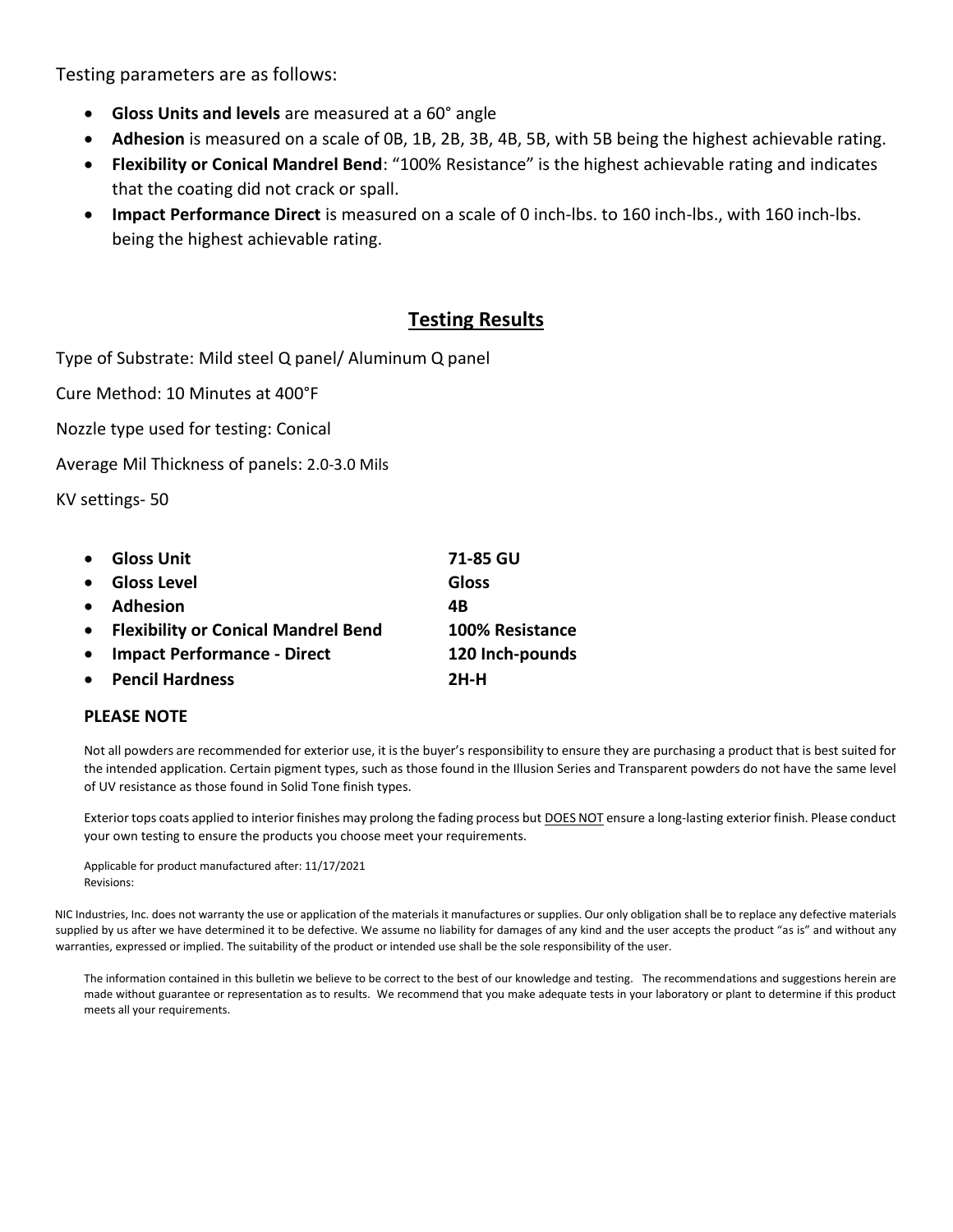Testing parameters are as follows:

- **Gloss Units and levels** are measured at a 60° angle
- **Adhesion** is measured on a scale of 0B, 1B, 2B, 3B, 4B, 5B, with 5B being the highest achievable rating.
- **Flexibility or Conical Mandrel Bend**: "100% Resistance" is the highest achievable rating and indicates that the coating did not crack or spall.
- **Impact Performance Direct** is measured on a scale of 0 inch-lbs. to 160 inch-lbs., with 160 inch-lbs. being the highest achievable rating.

## Testing Results

Type of Substrate: Mild steel Q panel/ Aluminum Q panel

Cure Method: 10 Minutes at 400°F

Nozzle type used for testing: Conical

Average Mil Thickness of panels: 2.0-3.0 Mils

KV settings- 50

| | |
|---|---|
| **Gloss Unit** | **71-85 GU** |
| **Gloss Level** | **Gloss** |
| **Adhesion** | **4B** |
| **Flexibility or Conical Mandrel Bend** | **100% Resistance** |
| **Impact Performance - Direct** | **120 Inch-pounds** |
| **Pencil Hardness** | **2H-H** |

**PLEASE NOTE**

Not all powders are recommended for exterior use, it is the buyer's responsibility to ensure they are purchasing a product that is best suited for the intended application. Certain pigment types, such as those found in the Illusion Series and Transparent powders do not have the same level of UV resistance as those found in Solid Tone finish types.

Exterior tops coats applied to interior finishes may prolong the fading process but DOES NOT ensure a long-lasting exterior finish. Please conduct your own testing to ensure the products you choose meet your requirements.

Applicable for product manufactured after: 11/17/2021
Revisions:

NIC Industries, Inc. does not warranty the use or application of the materials it manufactures or supplies. Our only obligation shall be to replace any defective materials supplied by us after we have determined it to be defective. We assume no liability for damages of any kind and the user accepts the product "as is" and without any warranties, expressed or implied. The suitability of the product or intended use shall be the sole responsibility of the user.

The information contained in this bulletin we believe to be correct to the best of our knowledge and testing. The recommendations and suggestions herein are made without guarantee or representation as to results. We recommend that you make adequate tests in your laboratory or plant to determine if this product meets all your requirements.